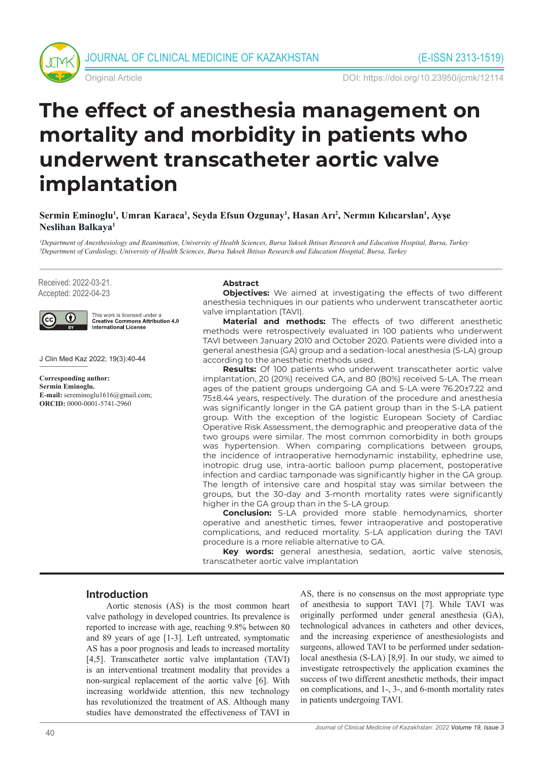Original Article

DOI: https://doi.org/10.23950/jcmk/12114

# The effect of anesthesia management on mortality and morbidity in patients who underwent transcatheter aortic valve implantation

**Sermin Eminoglu[1], Umran Karaca[1], Seyda Efsun Ozgunay[1], Hasan Arı[2], Nermın Kılıcarslan[1], Ayşe Neslihan Balkaya[1]**

*[1]Department of Anesthesiology and Reanimation, University of Health Sciences, Bursa Yuksek Ihtisas Research and Education Hospital, Bursa, Turkey*
*[2]Department of Cardiology, University of Health Sciences, Bursa Yuksek Ihtisas Research and Education Hospital, Bursa, Turkey*

Received: 2022-03-21.
Accepted: 2022-04-23

This work is licensed under a **Creative Commons Attribution 4.0 International License**

J Clin Med Kaz 2022; 19(3):40-44

**Corresponding author:**
**Sermin Eminoglu.**
**E-mail:** sereminoglu1616@gmail.com;
**ORCID:** 0000-0001-5741-2960

## Abstract

**Objectives:** We aimed at investigating the effects of two different anesthesia techniques in our patients who underwent transcatheter aortic valve implantation (TAVI).

**Material and methods:** The effects of two different anesthetic methods were retrospectively evaluated in 100 patients who underwent TAVI between January 2010 and October 2020. Patients were divided into a general anesthesia (GA) group and a sedation-local anesthesia (S-LA) group according to the anesthetic methods used.

**Results:** Of 100 patients who underwent transcatheter aortic valve implantation, 20 (20%) received GA, and 80 (80%) received S-LA. The mean ages of the patient groups undergoing GA and S-LA were 76.20±7.22 and 75±8.44 years, respectively. The duration of the procedure and anesthesia was significantly longer in the GA patient group than in the S-LA patient group. With the exception of the logistic European Society of Cardiac Operative Risk Assessment, the demographic and preoperative data of the two groups were similar. The most common comorbidity in both groups was hypertension. When comparing complications between groups, the incidence of intraoperative hemodynamic instability, ephedrine use, inotropic drug use, intra-aortic balloon pump placement, postoperative infection and cardiac tamponade was significantly higher in the GA group. The length of intensive care and hospital stay was similar between the groups, but the 30-day and 3-month mortality rates were significantly higher in the GA group than in the S-LA group.

**Conclusion:** S-LA provided more stable hemodynamics, shorter operative and anesthetic times, fewer intraoperative and postoperative complications, and reduced mortality. S-LA application during the TAVI procedure is a more reliable alternative to GA.

**Key words:** general anesthesia, sedation, aortic valve stenosis, transcatheter aortic valve implantation

## Introduction

Aortic stenosis (AS) is the most common heart valve pathology in developed countries. Its prevalence is reported to increase with age, reaching 9.8% between 80 and 89 years of age [1-3]. Left untreated, symptomatic AS has a poor prognosis and leads to increased mortality [4,5]. Transcatheter aortic valve implantation (TAVI) is an interventional treatment modality that provides a non-surgical replacement of the aortic valve [6]. With increasing worldwide attention, this new technology has revolutionized the treatment of AS. Although many studies have demonstrated the effectiveness of TAVI in AS, there is no consensus on the most appropriate type of anesthesia to support TAVI [7]. While TAVI was originally performed under general anesthesia (GA), technological advances in catheters and other devices, and the increasing experience of anesthesiologists and surgeons, allowed TAVI to be performed under sedation-local anesthesia (S-LA) [8,9]. In our study, we aimed to investigate retrospectively the application examines the success of two different anesthetic methods, their impact on complications, and 1-, 3-, and 6-month mortality rates in patients undergoing TAVI.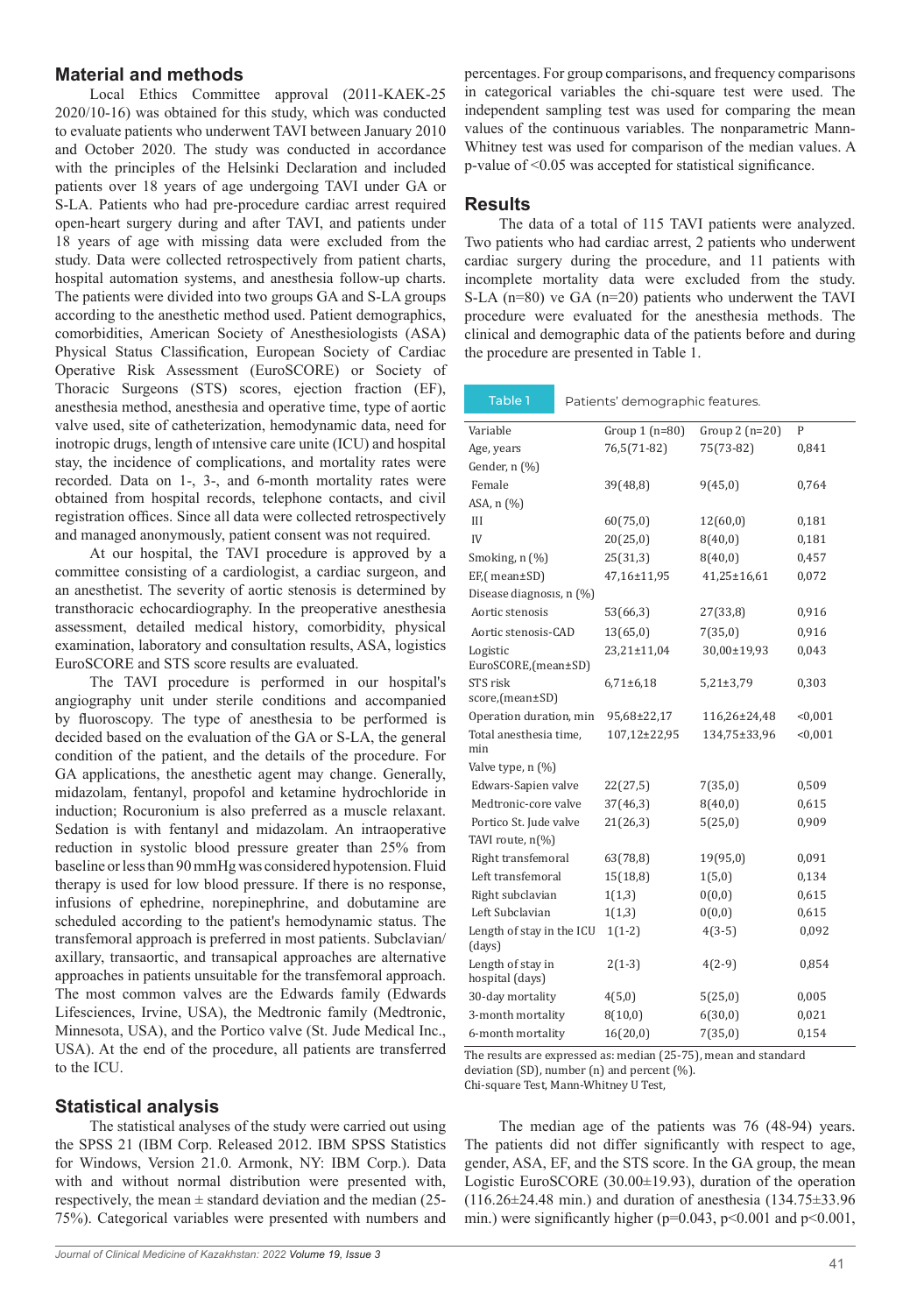## Material and methods

Local Ethics Committee approval (2011-KAEK-25 2020/10-16) was obtained for this study, which was conducted to evaluate patients who underwent TAVI between January 2010 and October 2020. The study was conducted in accordance with the principles of the Helsinki Declaration and included patients over 18 years of age undergoing TAVI under GA or S-LA. Patients who had pre-procedure cardiac arrest required open-heart surgery during and after TAVI, and patients under 18 years of age with missing data were excluded from the study. Data were collected retrospectively from patient charts, hospital automation systems, and anesthesia follow-up charts. The patients were divided into two groups GA and S-LA groups according to the anesthetic method used. Patient demographics, comorbidities, American Society of Anesthesiologists (ASA) Physical Status Classification, European Society of Cardiac Operative Risk Assessment (EuroSCORE) or Society of Thoracic Surgeons (STS) scores, ejection fraction (EF), anesthesia method, anesthesia and operative time, type of aortic valve used, site of catheterization, hemodynamic data, need for inotropic drugs, length of ıntensive care unite (ICU) and hospital stay, the incidence of complications, and mortality rates were recorded. Data on 1-, 3-, and 6-month mortality rates were obtained from hospital records, telephone contacts, and civil registration offices. Since all data were collected retrospectively and managed anonymously, patient consent was not required.

At our hospital, the TAVI procedure is approved by a committee consisting of a cardiologist, a cardiac surgeon, and an anesthetist. The severity of aortic stenosis is determined by transthoracic echocardiography. In the preoperative anesthesia assessment, detailed medical history, comorbidity, physical examination, laboratory and consultation results, ASA, logistics EuroSCORE and STS score results are evaluated.

The TAVI procedure is performed in our hospital's angiography unit under sterile conditions and accompanied by fluoroscopy. The type of anesthesia to be performed is decided based on the evaluation of the GA or S-LA, the general condition of the patient, and the details of the procedure. For GA applications, the anesthetic agent may change. Generally, midazolam, fentanyl, propofol and ketamine hydrochloride in induction; Rocuronium is also preferred as a muscle relaxant. Sedation is with fentanyl and midazolam. An intraoperative reduction in systolic blood pressure greater than 25% from baseline or less than 90 mmHg was considered hypotension. Fluid therapy is used for low blood pressure. If there is no response, infusions of ephedrine, norepinephrine, and dobutamine are scheduled according to the patient's hemodynamic status. The transfemoral approach is preferred in most patients. Subclavian/ axillary, transaortic, and transapical approaches are alternative approaches in patients unsuitable for the transfemoral approach. The most common valves are the Edwards family (Edwards Lifesciences, Irvine, USA), the Medtronic family (Medtronic, Minnesota, USA), and the Portico valve (St. Jude Medical Inc., USA). At the end of the procedure, all patients are transferred to the ICU.

## Statistical analysis

The statistical analyses of the study were carried out using the SPSS 21 (IBM Corp. Released 2012. IBM SPSS Statistics for Windows, Version 21.0. Armonk, NY: IBM Corp.). Data with and without normal distribution were presented with, respectively, the mean ± standard deviation and the median (25-75%). Categorical variables were presented with numbers and percentages. For group comparisons, and frequency comparisons in categorical variables the chi-square test were used. The independent sampling test was used for comparing the mean values of the continuous variables. The nonparametric Mann-Whitney test was used for comparison of the median values. A p-value of <0.05 was accepted for statistical significance.

## Results

The data of a total of 115 TAVI patients were analyzed. Two patients who had cardiac arrest, 2 patients who underwent cardiac surgery during the procedure, and 11 patients with incomplete mortality data were excluded from the study. S-LA (n=80) ve GA (n=20) patients who underwent the TAVI procedure were evaluated for the anesthesia methods. The clinical and demographic data of the patients before and during the procedure are presented in Table 1.

Table 1 Patients' demographic features.

| Variable | Group 1 (n=80) | Group 2 (n=20) | P |
|---|---|---|---|
| Age, years | 76,5(71-82) | 75(73-82) | 0,841 |
| Gender, n (%) | | | |
| Female | 39(48,8) | 9(45,0) | 0,764 |
| ASA, n (%) | | | |
| III | 60(75,0) | 12(60,0) | 0,181 |
| IV | 20(25,0) | 8(40,0) | 0,181 |
| Smoking, n (%) | 25(31,3) | 8(40,0) | 0,457 |
| EF,( mean±SD) | 47,16±11,95 | 41,25±16,61 | 0,072 |
| Disease diagnosis, n (%) | | | |
| Aortic stenosis | 53(66,3) | 27(33,8) | 0,916 |
| Aortic stenosis-CAD | 13(65,0) | 7(35,0) | 0,916 |
| Logistic EuroSCORE,(mean±SD) | 23,21±11,04 | 30,00±19,93 | 0,043 |
| STS risk score,(mean±SD) | 6,71±6,18 | 5,21±3,79 | 0,303 |
| Operation duration, min | 95,68±22,17 | 116,26±24,48 | <0,001 |
| Total anesthesia time, min | 107,12±22,95 | 134,75±33,96 | <0,001 |
| Valve type, n (%) | | | |
| Edwards-Sapien valve | 22(27,5) | 7(35,0) | 0,509 |
| Medtronic-core valve | 37(46,3) | 8(40,0) | 0,615 |
| Portico St. Jude valve | 21(26,3) | 5(25,0) | 0,909 |
| TAVI route, n(%) | | | |
| Right transfemoral | 63(78,8) | 19(95,0) | 0,091 |
| Left transfemoral | 15(18,8) | 1(5,0) | 0,134 |
| Right subclavian | 1(1,3) | 0(0,0) | 0,615 |
| Left Subclavian | 1(1,3) | 0(0,0) | 0,615 |
| Length of stay in the ICU (days) | 1(1-2) | 4(3-5) | 0,092 |
| Length of stay in hospital (days) | 2(1-3) | 4(2-9) | 0,854 |
| 30-day mortality | 4(5,0) | 5(25,0) | 0,005 |
| 3-month mortality | 8(10,0) | 6(30,0) | 0,021 |
| 6-month mortality | 16(20,0) | 7(35,0) | 0,154 |

The results are expressed as: median (25-75), mean and standard deviation (SD), number (n) and percent (%).
Chi-square Test, Mann-Whitney U Test,

The median age of the patients was 76 (48-94) years. The patients did not differ significantly with respect to age, gender, ASA, EF, and the STS score. In the GA group, the mean Logistic EuroSCORE (30.00±19.93), duration of the operation (116.26±24.48 min.) and duration of anesthesia (134.75±33.96 min.) were significantly higher (p=0.043, p<0.001 and p<0.001,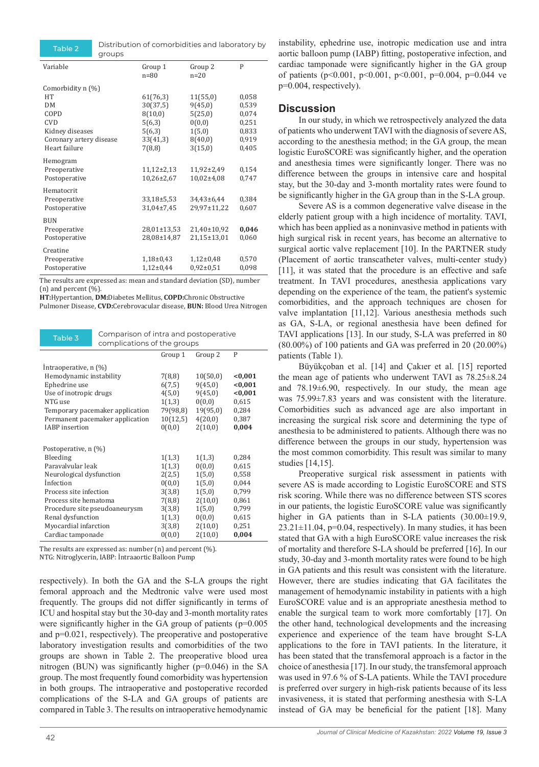| Table 2 | Distribution of comorbidities and laboratory by groups | | |
|---|---|---|---|
| Variable | Group 1<br>n=80 | Group 2<br>n=20 | P |
| Comorbidity n (%) | | | |
| HT | 61(76,3) | 11(55,0) | 0,058 |
| DM | 30(37,5) | 9(45,0) | 0,539 |
| COPD | 8(10,0) | 5(25,0) | 0,074 |
| CVD | 5(6,3) | 0(0,0) | 0,251 |
| Kidney diseases | 5(6,3) | 1(5,0) | 0,833 |
| Coronary artery disease | 33(41,3) | 8(40,0) | 0,919 |
| Heart failure | 7(8,8) | 3(15,0) | 0,405 |
| Hemogram | | | |
| Preoperative | 11,12±2,13 | 11,92±2,49 | 0,154 |
| Postoperative | 10,26±2,67 | 10,02±4,08 | 0,747 |
| Hematocrit | | | |
| Preoperative | 33,18±5,53 | 34,43±6,44 | 0,384 |
| Postoperative | 31,04±7,45 | 29,97±11,22 | 0,607 |
| BUN | | | |
| Preoperative | 28,01±13,53 | 21,40±10,92 | **0,046** |
| Postoperative | 28,08±14,87 | 21,15±13,01 | 0,060 |
| Creatine | | | |
| Preoperative | 1,18±0,43 | 1,12±0,48 | 0,570 |
| Postoperative | 1,12±0,44 | 0,92±0,51 | 0,098 |

The results are expressed as: mean and standard deviation (SD), number (n) and percent (%).
**HT:**Hypertansion, **DM:**Diabetes Mellitus, **COPD:**Chronic Obstructive Pulmoner Disease, **CVD:**Cerebrovacular disease, **BUN:** Blood Urea Nitrogen

| Table 3 | Comparison of intra and postoperative complications of the groups | | |
|---|---|---|---|
| | Group 1 | Group 2 | P |
| İntraoperative, n (%) | | | |
| Hemodynamic instability | 7(8,8) | 10(50,0) | **<0,001** |
| Ephedrine use | 6(7,5) | 9(45,0) | **<0,001** |
| Use of inotropic drugs | 4(5,0) | 9(45,0) | **<0,001** |
| NTG use | 1(1,3) | 0(0,0) | 0,615 |
| Temporary pacemaker application | 79(98,8) | 19(95,0) | 0,284 |
| Permanent pacemaker application | 10(12,5) | 4(20,0) | 0,387 |
| IABP insertion | 0(0,0) | 2(10,0) | **0,004** |
| Postoperative, n (%) | | | |
| Bleeding | 1(1,3) | 1(1,3) | 0,284 |
| Paravalvular leak | 1(1,3) | 0(0,0) | 0,615 |
| Neurological dysfunction | 2(2,5) | 1(5,0) | 0,558 |
| İnfection | 0(0,0) | 1(5,0) | 0,044 |
| Process site infection | 3(3,8) | 1(5,0) | 0,799 |
| Process site hematoma | 7(8,8) | 2(10,0) | 0,861 |
| Procedure site pseudoaneurysm | 3(3,8) | 1(5,0) | 0,799 |
| Renal dysfunction | 1(1,3) | 0(0,0) | 0,615 |
| Myocardial infarction | 3(3,8) | 2(10,0) | 0,251 |
| Cardiac tamponade | 0(0,0) | 2(10,0) | **0,004** |

The results are expressed as: number (n) and percent (%).
NTG: Nitroglycerin, IABP: İntraaortic Balloon Pump

respectively). In both the GA and the S-LA groups the right femoral approach and the Medtronic valve were used most frequently. The groups did not differ significantly in terms of ICU and hospital stay but the 30-day and 3-month mortality rates were significantly higher in the GA group of patients (p=0.005 and p=0.021, respectively). The preoperative and postoperative laboratory investigation results and comorbidities of the two groups are shown in Table 2. The preoperative blood urea nitrogen (BUN) was significantly higher (p=0.046) in the SA group. The most frequently found comorbidity was hypertension in both groups. The intraoperative and postoperative recorded complications of the S-LA and GA groups of patients are compared in Table 3. The results on intraoperative hemodynamic instability, ephedrine use, inotropic medication use and intra aortic balloon pump (IABP) fitting, postoperative infection, and cardiac tamponade were significantly higher in the GA group of patients (p<0.001, p<0.001, p<0.001, p=0.004, p=0.044 ve p=0.004, respectively).

## Discussion

In our study, in which we retrospectively analyzed the data of patients who underwent TAVI with the diagnosis of severe AS, according to the anesthesia method; in the GA group, the mean logistic EuroSCORE was significantly higher, and the operation and anesthesia times were significantly longer. There was no difference between the groups in intensive care and hospital stay, but the 30-day and 3-month mortality rates were found to be significantly higher in the GA group than in the S-LA group.

Severe AS is a common degenerative valve disease in the elderly patient group with a high incidence of mortality. TAVI, which has been applied as a noninvasive method in patients with high surgical risk in recent years, has become an alternative to surgical aortic valve replacement [10]. In the PARTNER study (Placement of aortic transcatheter valves, multi-center study) [11], it was stated that the procedure is an effective and safe treatment. In TAVI procedures, anesthesia applications vary depending on the experience of the team, the patient's systemic comorbidities, and the approach techniques are chosen for valve implantation [11,12]. Various anesthesia methods such as GA, S-LA, or regional anesthesia have been defined for TAVI applications [13]. In our study, S-LA was preferred in 80 (80.00%) of 100 patients and GA was preferred in 20 (20.00%) patients (Table 1).

Büyükçoban et al. [14] and Çakıer et al. [15] reported the mean age of patients who underwent TAVI as 78.25±8.24 and 78.19±6.90, respectively. In our study, the mean age was 75.99±7.83 years and was consistent with the literature. Comorbidities such as advanced age are also important in increasing the surgical risk score and determining the type of anesthesia to be administered to patients. Although there was no difference between the groups in our study, hypertension was the most common comorbidity. This result was similar to many studies [14,15].

Preoperative surgical risk assessment in patients with severe AS is made according to Logistic EuroSCORE and STS risk scoring. While there was no difference between STS scores in our patients, the logistic EuroSCORE value was significantly higher in GA patients than in S-LA patients (30.00±19.9, 23.21±11.04, p=0.04, respectively). In many studies, it has been stated that GA with a high EuroSCORE value increases the risk of mortality and therefore S-LA should be preferred [16]. In our study, 30-day and 3-month mortality rates were found to be high in GA patients and this result was consistent with the literature. However, there are studies indicating that GA facilitates the management of hemodynamic instability in patients with a high EuroSCORE value and is an appropriate anesthesia method to enable the surgical team to work more comfortably [17]. On the other hand, technological developments and the increasing experience and experience of the team have brought S-LA applications to the fore in TAVI patients. In the literature, it has been stated that the transfemoral approach is a factor in the choice of anesthesia [17]. In our study, the transfemoral approach was used in 97.6 % of S-LA patients. While the TAVI procedure is preferred over surgery in high-risk patients because of its less invasiveness, it is stated that performing anesthesia with S-LA instead of GA may be beneficial for the patient [18]. Many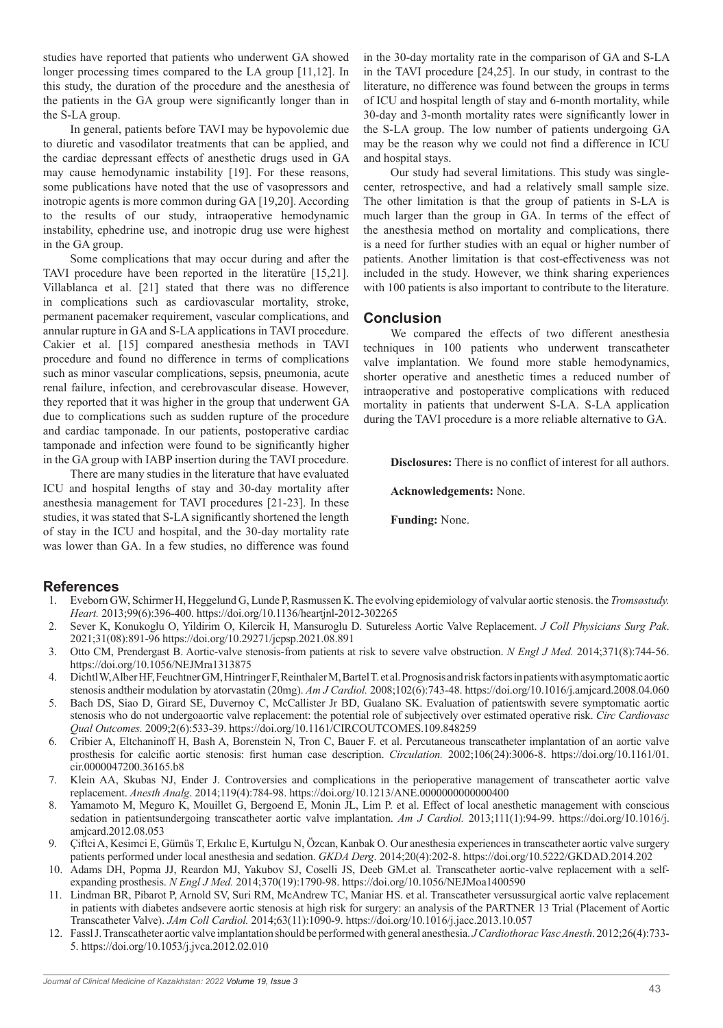studies have reported that patients who underwent GA showed longer processing times compared to the LA group [11,12]. In this study, the duration of the procedure and the anesthesia of the patients in the GA group were significantly longer than in the S-LA group.

In general, patients before TAVI may be hypovolemic due to diuretic and vasodilator treatments that can be applied, and the cardiac depressant effects of anesthetic drugs used in GA may cause hemodynamic instability [19]. For these reasons, some publications have noted that the use of vasopressors and inotropic agents is more common during GA [19,20]. According to the results of our study, intraoperative hemodynamic instability, ephedrine use, and inotropic drug use were highest in the GA group.

Some complications that may occur during and after the TAVI procedure have been reported in the literatüre [15,21]. Villablanca et al. [21] stated that there was no difference in complications such as cardiovascular mortality, stroke, permanent pacemaker requirement, vascular complications, and annular rupture in GA and S-LA applications in TAVI procedure. Cakier et al. [15] compared anesthesia methods in TAVI procedure and found no difference in terms of complications such as minor vascular complications, sepsis, pneumonia, acute renal failure, infection, and cerebrovascular disease. However, they reported that it was higher in the group that underwent GA due to complications such as sudden rupture of the procedure and cardiac tamponade. In our patients, postoperative cardiac tamponade and infection were found to be significantly higher in the GA group with IABP insertion during the TAVI procedure.

There are many studies in the literature that have evaluated ICU and hospital lengths of stay and 30-day mortality after anesthesia management for TAVI procedures [21-23]. In these studies, it was stated that S-LA significantly shortened the length of stay in the ICU and hospital, and the 30-day mortality rate was lower than GA. In a few studies, no difference was found in the 30-day mortality rate in the comparison of GA and S-LA in the TAVI procedure [24,25]. In our study, in contrast to the literature, no difference was found between the groups in terms of ICU and hospital length of stay and 6-month mortality, while 30-day and 3-month mortality rates were significantly lower in the S-LA group. The low number of patients undergoing GA may be the reason why we could not find a difference in ICU and hospital stays.

Our study had several limitations. This study was single-center, retrospective, and had a relatively small sample size. The other limitation is that the group of patients in S-LA is much larger than the group in GA. In terms of the effect of the anesthesia method on mortality and complications, there is a need for further studies with an equal or higher number of patients. Another limitation is that cost-effectiveness was not included in the study. However, we think sharing experiences with 100 patients is also important to contribute to the literature.

## Conclusion

We compared the effects of two different anesthesia techniques in 100 patients who underwent transcatheter valve implantation. We found more stable hemodynamics, shorter operative and anesthetic times a reduced number of intraoperative and postoperative complications with reduced mortality in patients that underwent S-LA. S-LA application during the TAVI procedure is a more reliable alternative to GA.

**Disclosures:** There is no conflict of interest for all authors.

**Acknowledgements:** None.

**Funding:** None.

## References

1. Eveborn GW, Schirmer H, Heggelund G, Lunde P, Rasmussen K. The evolving epidemiology of valvular aortic stenosis. the *Tromsøstudy. Heart.* 2013;99(6):396-400. https://doi.org/10.1136/heartjnl-2012-302265
2. Sever K, Konukoglu O, Yildirim O, Kilercik H, Mansuroglu D. Sutureless Aortic Valve Replacement. *J Coll Physicians Surg Pak*. 2021;31(08):891-96 https://doi.org/10.29271/jcpsp.2021.08.891
3. Otto CM, Prendergast B. Aortic-valve stenosis-from patients at risk to severe valve obstruction. *N Engl J Med.* 2014;371(8):744-56. https://doi.org/10.1056/NEJMra1313875
4. Dichtl W, Alber HF, Feuchtner GM, Hintringer F, Reinthaler M, Bartel T. et al. Prognosis and risk factors in patients with asymptomatic aortic stenosis andtheir modulation by atorvastatin (20mg). *Am J Cardiol.* 2008;102(6):743-48. https://doi.org/10.1016/j.amjcard.2008.04.060
5. Bach DS, Siao D, Girard SE, Duvernoy C, McCallister Jr BD, Gualano SK. Evaluation of patientswith severe symptomatic aortic stenosis who do not undergoaortic valve replacement: the potential role of subjectively over estimated operative risk. *Circ Cardiovasc Qual Outcomes.* 2009;2(6):533-39. https://doi.org/10.1161/CIRCOUTCOMES.109.848259
6. Cribier A, Eltchaninoff H, Bash A, Borenstein N, Tron C, Bauer F. et al. Percutaneous transcatheter implantation of an aortic valve prosthesis for calcific aortic stenosis: first human case description. *Circulation.* 2002;106(24):3006-8. https://doi.org/10.1161/01.cir.0000047200.36165.b8
7. Klein AA, Skubas NJ, Ender J. Controversies and complications in the perioperative management of transcatheter aortic valve replacement. *Anesth Analg*. 2014;119(4):784-98. https://doi.org/10.1213/ANE.0000000000000400
8. Yamamoto M, Meguro K, Mouillet G, Bergoend E, Monin JL, Lim P. et al. Effect of local anesthetic management with conscious sedation in patientsundergoing transcatheter aortic valve implantation. *Am J Cardiol.* 2013;111(1):94-99. https://doi.org/10.1016/j.amjcard.2012.08.053
9. Çiftci A, Kesimci E, Gümüs T, Erkılıc E, Kurtulgu N, Özcan, Kanbak O. Our anesthesia experiences in transcatheter aortic valve surgery patients performed under local anesthesia and sedation. *GKDA Derg*. 2014;20(4):202-8. https://doi.org/10.5222/GKDAD.2014.202
10. Adams DH, Popma JJ, Reardon MJ, Yakubov SJ, Coselli JS, Deeb GM.et al. Transcatheter aortic-valve replacement with a self-expanding prosthesis. *N Engl J Med.* 2014;370(19):1790-98. https://doi.org/10.1056/NEJMoa1400590
11. Lindman BR, Pibarot P, Arnold SV, Suri RM, McAndrew TC, Maniar HS. et al. Transcatheter versussurgical aortic valve replacement in patients with diabetes andsevere aortic stenosis at high risk for surgery: an analysis of the PARTNER 13 Trial (Placement of Aortic Transcatheter Valve). *JAm Coll Cardiol.* 2014;63(11):1090-9. https://doi.org/10.1016/j.jacc.2013.10.057
12. Fassl J. Transcatheter aortic valve implantation should be performed with general anesthesia. *J Cardiothorac Vasc Anesth*. 2012;26(4):733-5. https://doi.org/10.1053/j.jvca.2012.02.010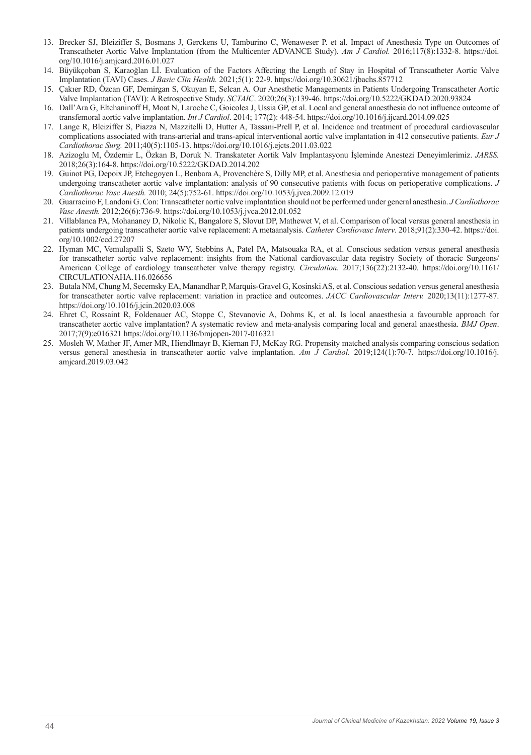13. Brecker SJ, Bleiziffer S, Bosmans J, Gerckens U, Tamburino C, Wenaweser P. et al. Impact of Anesthesia Type on Outcomes of Transcatheter Aortic Valve Implantation (from the Multicenter ADVANCE Study). *Am J Cardiol.* 2016;117(8):1332-8. https://doi.org/10.1016/j.amjcard.2016.01.027
14. Büyükçoban S, Karaoğlan Lİ. Evaluation of the Factors Affecting the Length of Stay in Hospital of Transcatheter Aortic Valve Implantation (TAVI) Cases. *J Basic Clin Health.* 2021;5(1): 22-9. https://doi.org/10.30621/jbachs.857712
15. Çakıer RD, Özcan GF, Demirgan S, Okuyan E, Selcan A. Our Anesthetic Managements in Patients Undergoing Transcatheter Aortic Valve Implantation (TAVI): A Retrospective Study. *SCTAIC*. 2020;26(3):139-46. https://doi.org/10.5222/GKDAD.2020.93824
16. Dall'Ara G, Eltchaninoff H, Moat N, Laroche C, Goicolea J, Ussia GP, et al. Local and general anaesthesia do not influence outcome of transfemoral aortic valve implantation. *Int J Cardiol*. 2014; 177(2): 448-54. https://doi.org/10.1016/j.ijcard.2014.09.025
17. Lange R, Bleiziffer S, Piazza N, Mazzitelli D, Hutter A, Tassani-Prell P, et al. Incidence and treatment of procedural cardiovascular complications associated with trans-arterial and trans-apical interventional aortic valve implantation in 412 consecutive patients. *Eur J Cardiothorac Surg.* 2011;40(5):1105-13. https://doi.org/10.1016/j.ejcts.2011.03.022
18. Azizoglu M, Özdemir L, Özkan B, Doruk N. Transkateter Aortik Valv Implantasyonu İşleminde Anestezi Deneyimlerimiz. *JARSS.* 2018;26(3):164-8. https://doi.org/10.5222/GKDAD.2014.202
19. Guinot PG, Depoix JP, Etchegoyen L, Benbara A, Provenchère S, Dilly MP, et al. Anesthesia and perioperative management of patients undergoing transcatheter aortic valve implantation: analysis of 90 consecutive patients with focus on perioperative complications. *J Cardiothorac Vasc Anesth.* 2010; 24(5):752-61. https://doi.org/10.1053/j.jvca.2009.12.019
20. Guarracino F, Landoni G. Con: Transcatheter aortic valve implantation should not be performed under general anesthesia. *J Cardiothorac Vasc Anesth.* 2012;26(6):736-9. https://doi.org/10.1053/j.jvca.2012.01.052
21. Villablanca PA, Mohananey D, Nikolic K, Bangalore S, Slovut DP, Mathewet V, et al. Comparison of local versus general anesthesia in patients undergoing transcatheter aortic valve replacement: A metaanalysis. *Catheter Cardiovasc Interv*. 2018;91(2):330-42. https://doi.org/10.1002/ccd.27207
22. Hyman MC, Vemulapalli S, Szeto WY, Stebbins A, Patel PA, Matsouaka RA, et al. Conscious sedation versus general anesthesia for transcatheter aortic valve replacement: insights from the National cardiovascular data registry Society of thoracic Surgeons/American College of cardiology transcatheter valve therapy registry. *Circulation.* 2017;136(22):2132-40. https://doi.org/10.1161/CIRCULATIONAHA.116.026656
23. Butala NM, Chung M, Secemsky EA, Manandhar P, Marquis-Gravel G, Kosinski AS, et al. Conscious sedation versus general anesthesia for transcatheter aortic valve replacement: variation in practice and outcomes. *JACC Cardiovascular Interv.* 2020;13(11):1277-87. https://doi.org/10.1016/j.jcin.2020.03.008
24. Ehret C, Rossaint R, Foldenauer AC, Stoppe C, Stevanovic A, Dohms K, et al. Is local anaesthesia a favourable approach for transcatheter aortic valve implantation? A systematic review and meta-analysis comparing local and general anaesthesia. *BMJ Open*. 2017;7(9):e016321 https://doi.org/10.1136/bmjopen-2017-016321
25. Mosleh W, Mather JF, Amer MR, Hiendlmayr B, Kiernan FJ, McKay RG. Propensity matched analysis comparing conscious sedation versus general anesthesia in transcatheter aortic valve implantation. *Am J Cardiol.* 2019;124(1):70-7. https://doi.org/10.1016/j.amjcard.2019.03.042